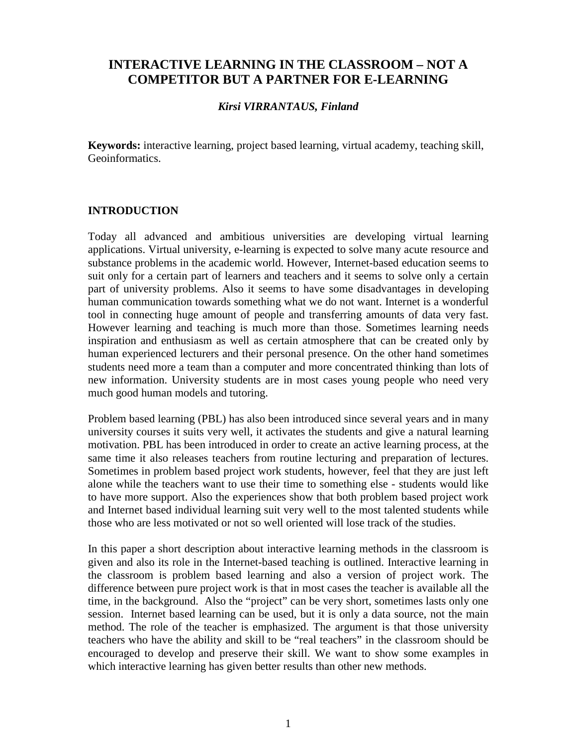# INTERACTIVE LEARNING IN THE CLASSROOM – NOT A COMPETITOR BUT A PARTNER FOR E-LEARNING

***Kirsi VIRRANTAUS, Finland***

**Keywords:** interactive learning, project based learning, virtual academy, teaching skill, Geoinformatics.

## INTRODUCTION

Today all advanced and ambitious universities are developing virtual learning applications. Virtual university, e-learning is expected to solve many acute resource and substance problems in the academic world. However, Internet-based education seems to suit only for a certain part of learners and teachers and it seems to solve only a certain part of university problems. Also it seems to have some disadvantages in developing human communication towards something what we do not want. Internet is a wonderful tool in connecting huge amount of people and transferring amounts of data very fast. However learning and teaching is much more than those. Sometimes learning needs inspiration and enthusiasm as well as certain atmosphere that can be created only by human experienced lecturers and their personal presence. On the other hand sometimes students need more a team than a computer and more concentrated thinking than lots of new information. University students are in most cases young people who need very much good human models and tutoring.

Problem based learning (PBL) has also been introduced since several years and in many university courses it suits very well, it activates the students and give a natural learning motivation. PBL has been introduced in order to create an active learning process, at the same time it also releases teachers from routine lecturing and preparation of lectures. Sometimes in problem based project work students, however, feel that they are just left alone while the teachers want to use their time to something else - students would like to have more support. Also the experiences show that both problem based project work and Internet based individual learning suit very well to the most talented students while those who are less motivated or not so well oriented will lose track of the studies.

In this paper a short description about interactive learning methods in the classroom is given and also its role in the Internet-based teaching is outlined. Interactive learning in the classroom is problem based learning and also a version of project work. The difference between pure project work is that in most cases the teacher is available all the time, in the background. Also the "project" can be very short, sometimes lasts only one session. Internet based learning can be used, but it is only a data source, not the main method. The role of the teacher is emphasized. The argument is that those university teachers who have the ability and skill to be "real teachers" in the classroom should be encouraged to develop and preserve their skill. We want to show some examples in which interactive learning has given better results than other new methods.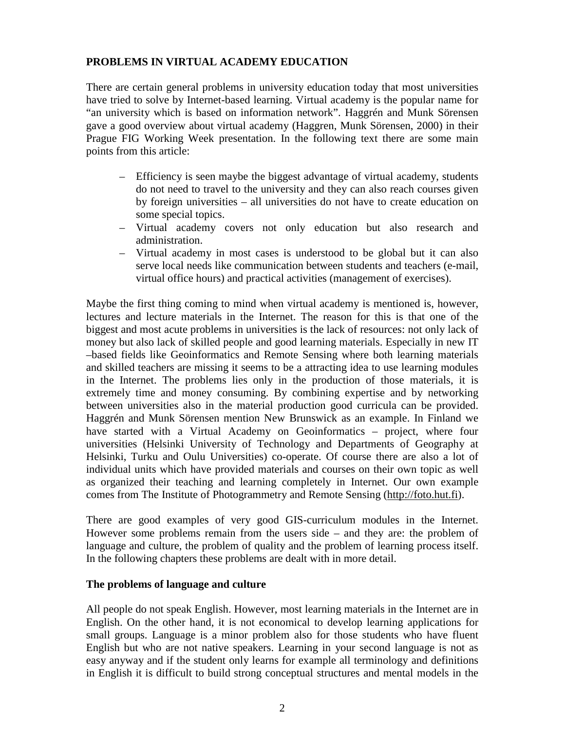## PROBLEMS IN VIRTUAL ACADEMY EDUCATION

There are certain general problems in university education today that most universities have tried to solve by Internet-based learning. Virtual academy is the popular name for "an university which is based on information network". Haggrén and Munk Sörensen gave a good overview about virtual academy (Haggren, Munk Sörensen, 2000) in their Prague FIG Working Week presentation. In the following text there are some main points from this article:

- Efficiency is seen maybe the biggest advantage of virtual academy, students do not need to travel to the university and they can also reach courses given by foreign universities – all universities do not have to create education on some special topics.
- Virtual academy covers not only education but also research and administration.
- Virtual academy in most cases is understood to be global but it can also serve local needs like communication between students and teachers (e-mail, virtual office hours) and practical activities (management of exercises).

Maybe the first thing coming to mind when virtual academy is mentioned is, however, lectures and lecture materials in the Internet. The reason for this is that one of the biggest and most acute problems in universities is the lack of resources: not only lack of money but also lack of skilled people and good learning materials. Especially in new IT –based fields like Geoinformatics and Remote Sensing where both learning materials and skilled teachers are missing it seems to be a attracting idea to use learning modules in the Internet. The problems lies only in the production of those materials, it is extremely time and money consuming. By combining expertise and by networking between universities also in the material production good curricula can be provided. Haggrén and Munk Sörensen mention New Brunswick as an example. In Finland we have started with a Virtual Academy on Geoinformatics – project, where four universities (Helsinki University of Technology and Departments of Geography at Helsinki, Turku and Oulu Universities) co-operate. Of course there are also a lot of individual units which have provided materials and courses on their own topic as well as organized their teaching and learning completely in Internet. Our own example comes from The Institute of Photogrammetry and Remote Sensing (http://foto.hut.fi).

There are good examples of very good GIS-curriculum modules in the Internet. However some problems remain from the users side – and they are: the problem of language and culture, the problem of quality and the problem of learning process itself. In the following chapters these problems are dealt with in more detail.

### The problems of language and culture

All people do not speak English. However, most learning materials in the Internet are in English. On the other hand, it is not economical to develop learning applications for small groups. Language is a minor problem also for those students who have fluent English but who are not native speakers. Learning in your second language is not as easy anyway and if the student only learns for example all terminology and definitions in English it is difficult to build strong conceptual structures and mental models in the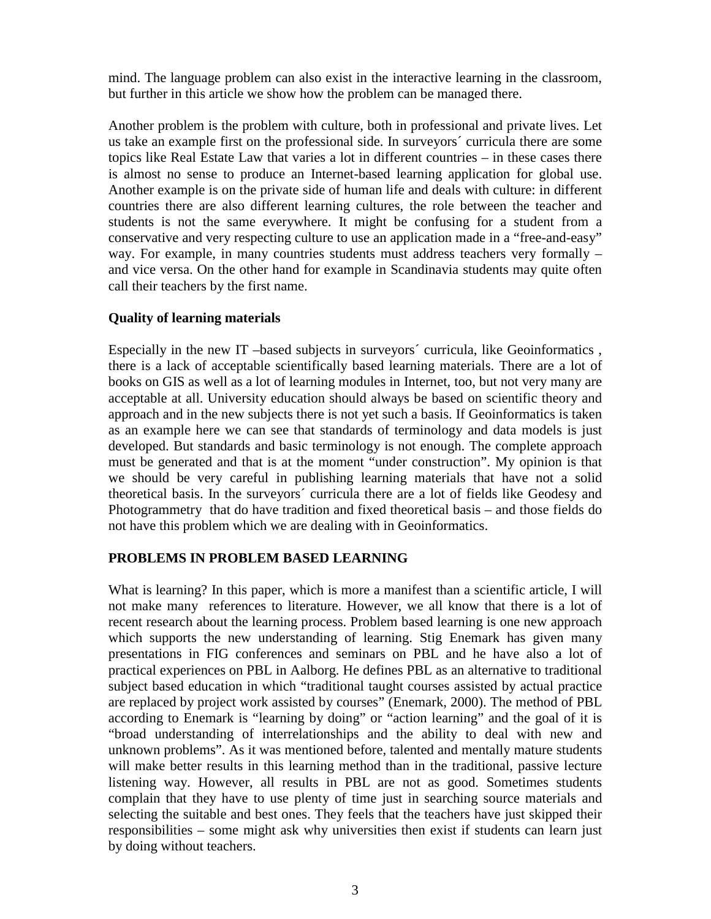mind. The language problem can also exist in the interactive learning in the classroom, but further in this article we show how the problem can be managed there.

Another problem is the problem with culture, both in professional and private lives. Let us take an example first on the professional side. In surveyors´ curricula there are some topics like Real Estate Law that varies a lot in different countries – in these cases there is almost no sense to produce an Internet-based learning application for global use. Another example is on the private side of human life and deals with culture: in different countries there are also different learning cultures, the role between the teacher and students is not the same everywhere. It might be confusing for a student from a conservative and very respecting culture to use an application made in a "free-and-easy" way. For example, in many countries students must address teachers very formally – and vice versa. On the other hand for example in Scandinavia students may quite often call their teachers by the first name.

**Quality of learning materials**

Especially in the new IT –based subjects in surveyors´ curricula, like Geoinformatics , there is a lack of acceptable scientifically based learning materials. There are a lot of books on GIS as well as a lot of learning modules in Internet, too, but not very many are acceptable at all. University education should always be based on scientific theory and approach and in the new subjects there is not yet such a basis. If Geoinformatics is taken as an example here we can see that standards of terminology and data models is just developed. But standards and basic terminology is not enough. The complete approach must be generated and that is at the moment "under construction". My opinion is that we should be very careful in publishing learning materials that have not a solid theoretical basis. In the surveyors´ curricula there are a lot of fields like Geodesy and Photogrammetry that do have tradition and fixed theoretical basis – and those fields do not have this problem which we are dealing with in Geoinformatics.

## PROBLEMS IN PROBLEM BASED LEARNING

What is learning? In this paper, which is more a manifest than a scientific article, I will not make many references to literature. However, we all know that there is a lot of recent research about the learning process. Problem based learning is one new approach which supports the new understanding of learning. Stig Enemark has given many presentations in FIG conferences and seminars on PBL and he have also a lot of practical experiences on PBL in Aalborg. He defines PBL as an alternative to traditional subject based education in which "traditional taught courses assisted by actual practice are replaced by project work assisted by courses" (Enemark, 2000). The method of PBL according to Enemark is "learning by doing" or "action learning" and the goal of it is "broad understanding of interrelationships and the ability to deal with new and unknown problems". As it was mentioned before, talented and mentally mature students will make better results in this learning method than in the traditional, passive lecture listening way. However, all results in PBL are not as good. Sometimes students complain that they have to use plenty of time just in searching source materials and selecting the suitable and best ones. They feels that the teachers have just skipped their responsibilities – some might ask why universities then exist if students can learn just by doing without teachers.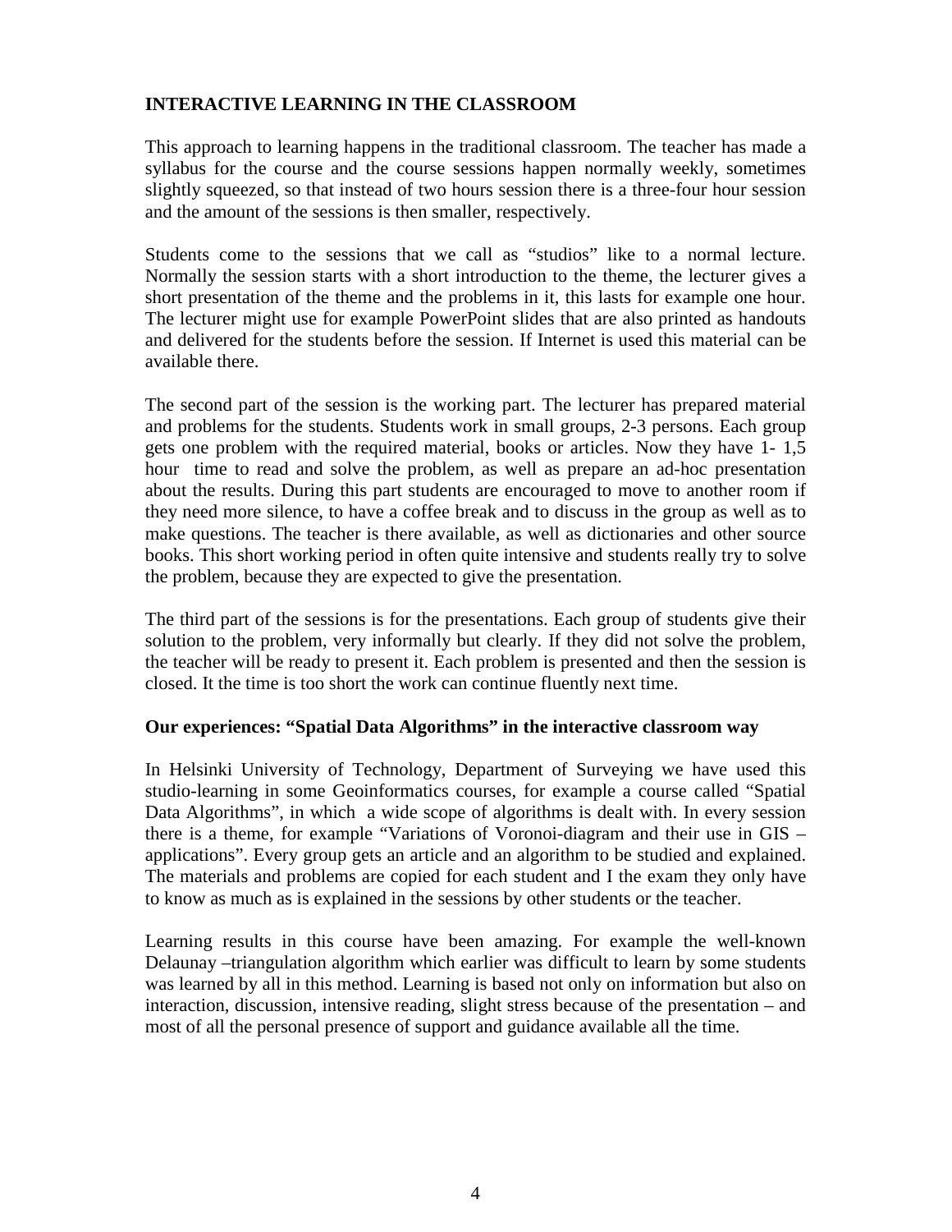**INTERACTIVE LEARNING IN THE CLASSROOM**

This approach to learning happens in the traditional classroom. The teacher has made a syllabus for the course and the course sessions happen normally weekly, sometimes slightly squeezed, so that instead of two hours session there is a three-four hour session and the amount of the sessions is then smaller, respectively.

Students come to the sessions that we call as "studios" like to a normal lecture. Normally the session starts with a short introduction to the theme, the lecturer gives a short presentation of the theme and the problems in it, this lasts for example one hour. The lecturer might use for example PowerPoint slides that are also printed as handouts and delivered for the students before the session. If Internet is used this material can be available there.

The second part of the session is the working part. The lecturer has prepared material and problems for the students. Students work in small groups, 2-3 persons. Each group gets one problem with the required material, books or articles. Now they have 1- 1,5 hour time to read and solve the problem, as well as prepare an ad-hoc presentation about the results. During this part students are encouraged to move to another room if they need more silence, to have a coffee break and to discuss in the group as well as to make questions. The teacher is there available, as well as dictionaries and other source books. This short working period in often quite intensive and students really try to solve the problem, because they are expected to give the presentation.

The third part of the sessions is for the presentations. Each group of students give their solution to the problem, very informally but clearly. If they did not solve the problem, the teacher will be ready to present it. Each problem is presented and then the session is closed. It the time is too short the work can continue fluently next time.

**Our experiences: "Spatial Data Algorithms" in the interactive classroom way**

In Helsinki University of Technology, Department of Surveying we have used this studio-learning in some Geoinformatics courses, for example a course called "Spatial Data Algorithms", in which a wide scope of algorithms is dealt with. In every session there is a theme, for example "Variations of Voronoi-diagram and their use in GIS – applications". Every group gets an article and an algorithm to be studied and explained. The materials and problems are copied for each student and I the exam they only have to know as much as is explained in the sessions by other students or the teacher.

Learning results in this course have been amazing. For example the well-known Delaunay –triangulation algorithm which earlier was difficult to learn by some students was learned by all in this method. Learning is based not only on information but also on interaction, discussion, intensive reading, slight stress because of the presentation – and most of all the personal presence of support and guidance available all the time.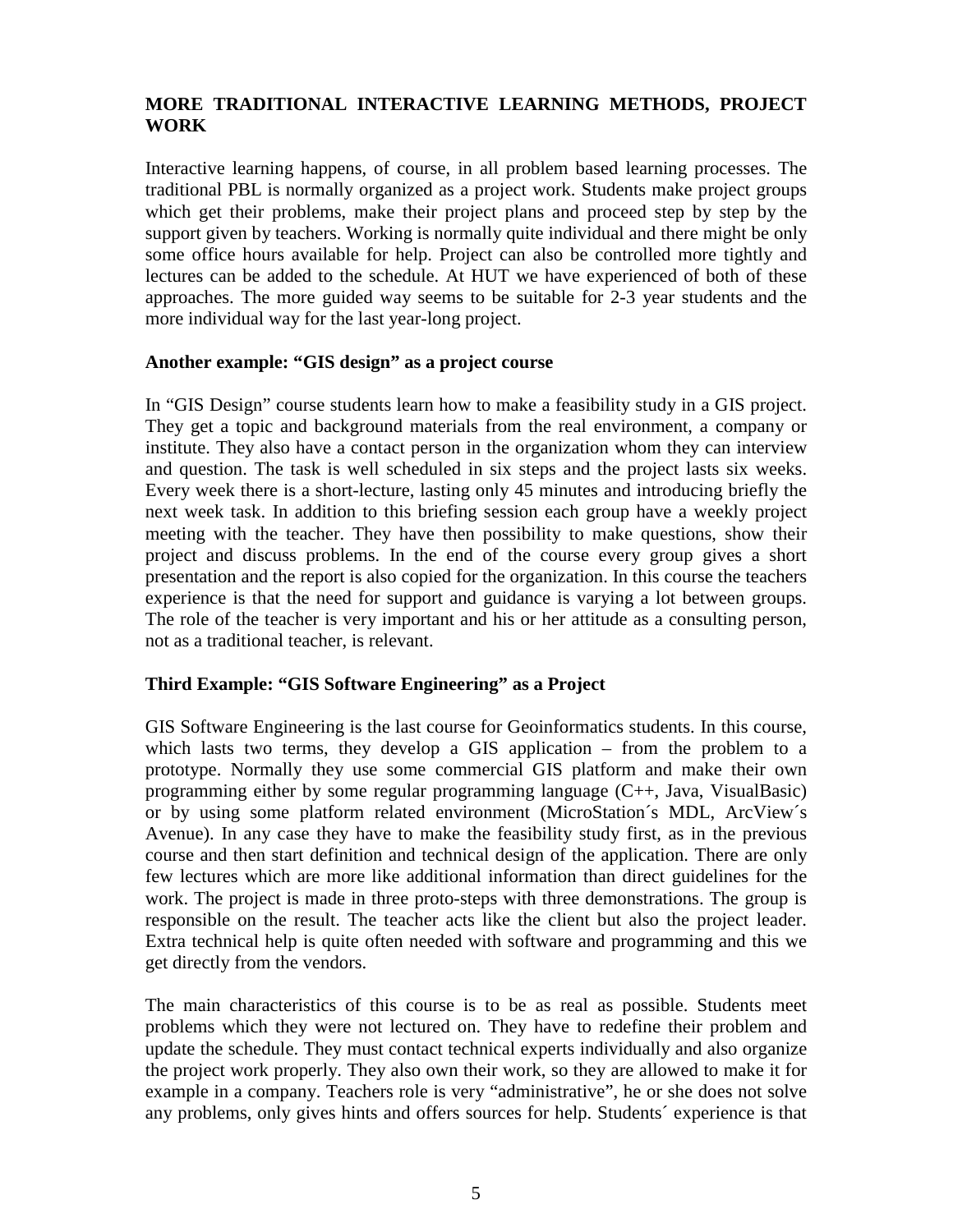## MORE TRADITIONAL INTERACTIVE LEARNING METHODS, PROJECT WORK

Interactive learning happens, of course, in all problem based learning processes. The traditional PBL is normally organized as a project work. Students make project groups which get their problems, make their project plans and proceed step by step by the support given by teachers. Working is normally quite individual and there might be only some office hours available for help. Project can also be controlled more tightly and lectures can be added to the schedule. At HUT we have experienced of both of these approaches. The more guided way seems to be suitable for 2-3 year students and the more individual way for the last year-long project.

### Another example: "GIS design" as a project course

In "GIS Design" course students learn how to make a feasibility study in a GIS project. They get a topic and background materials from the real environment, a company or institute. They also have a contact person in the organization whom they can interview and question. The task is well scheduled in six steps and the project lasts six weeks. Every week there is a short-lecture, lasting only 45 minutes and introducing briefly the next week task. In addition to this briefing session each group have a weekly project meeting with the teacher. They have then possibility to make questions, show their project and discuss problems. In the end of the course every group gives a short presentation and the report is also copied for the organization. In this course the teachers experience is that the need for support and guidance is varying a lot between groups. The role of the teacher is very important and his or her attitude as a consulting person, not as a traditional teacher, is relevant.

### Third Example: "GIS Software Engineering" as a Project

GIS Software Engineering is the last course for Geoinformatics students. In this course, which lasts two terms, they develop a GIS application – from the problem to a prototype. Normally they use some commercial GIS platform and make their own programming either by some regular programming language (C++, Java, VisualBasic) or by using some platform related environment (MicroStation´s MDL, ArcView´s Avenue). In any case they have to make the feasibility study first, as in the previous course and then start definition and technical design of the application. There are only few lectures which are more like additional information than direct guidelines for the work. The project is made in three proto-steps with three demonstrations. The group is responsible on the result. The teacher acts like the client but also the project leader. Extra technical help is quite often needed with software and programming and this we get directly from the vendors.

The main characteristics of this course is to be as real as possible. Students meet problems which they were not lectured on. They have to redefine their problem and update the schedule. They must contact technical experts individually and also organize the project work properly. They also own their work, so they are allowed to make it for example in a company. Teachers role is very "administrative", he or she does not solve any problems, only gives hints and offers sources for help. Students´ experience is that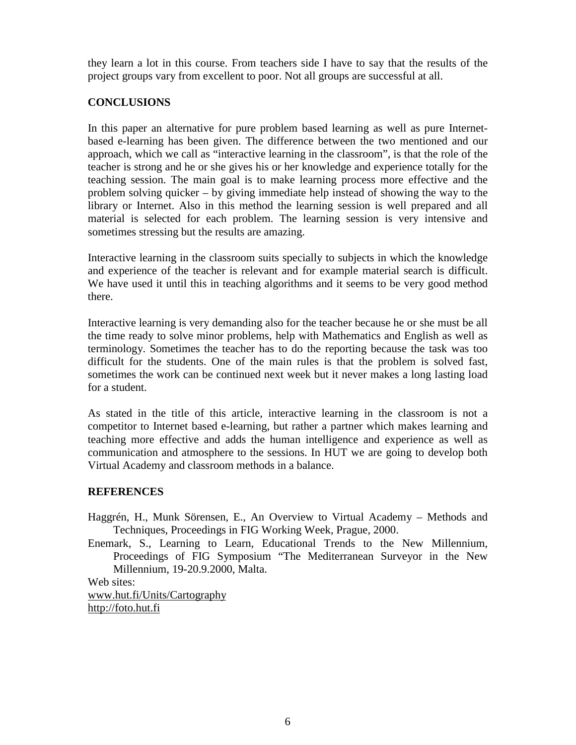they learn a lot in this course. From teachers side I have to say that the results of the project groups vary from excellent to poor. Not all groups are successful at all.

## CONCLUSIONS

In this paper an alternative for pure problem based learning as well as pure Internet-based e-learning has been given. The difference between the two mentioned and our approach, which we call as "interactive learning in the classroom", is that the role of the teacher is strong and he or she gives his or her knowledge and experience totally for the teaching session. The main goal is to make learning process more effective and the problem solving quicker – by giving immediate help instead of showing the way to the library or Internet. Also in this method the learning session is well prepared and all material is selected for each problem. The learning session is very intensive and sometimes stressing but the results are amazing.

Interactive learning in the classroom suits specially to subjects in which the knowledge and experience of the teacher is relevant and for example material search is difficult. We have used it until this in teaching algorithms and it seems to be very good method there.

Interactive learning is very demanding also for the teacher because he or she must be all the time ready to solve minor problems, help with Mathematics and English as well as terminology. Sometimes the teacher has to do the reporting because the task was too difficult for the students. One of the main rules is that the problem is solved fast, sometimes the work can be continued next week but it never makes a long lasting load for a student.

As stated in the title of this article, interactive learning in the classroom is not a competitor to Internet based e-learning, but rather a partner which makes learning and teaching more effective and adds the human intelligence and experience as well as communication and atmosphere to the sessions. In HUT we are going to develop both Virtual Academy and classroom methods in a balance.

## REFERENCES

Haggrén, H., Munk Sörensen, E., An Overview to Virtual Academy – Methods and Techniques, Proceedings in FIG Working Week, Prague, 2000.

Enemark, S., Learning to Learn, Educational Trends to the New Millennium, Proceedings of FIG Symposium "The Mediterranean Surveyor in the New Millennium, 19-20.9.2000, Malta.

Web sites:
www.hut.fi/Units/Cartography
http://foto.hut.fi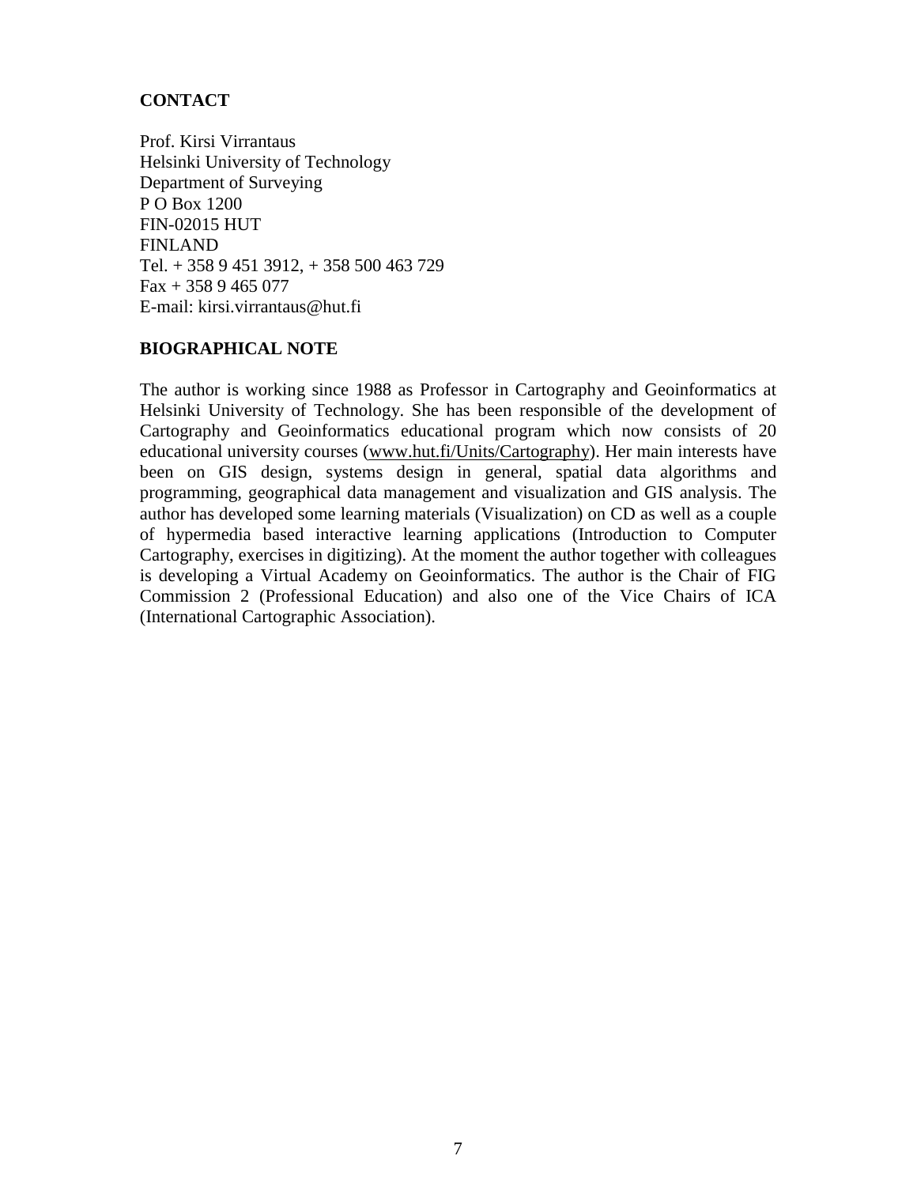## CONTACT

Prof. Kirsi Virrantaus
Helsinki University of Technology
Department of Surveying
P O Box 1200
FIN-02015 HUT
FINLAND
Tel. + 358 9 451 3912, + 358 500 463 729
Fax + 358 9 465 077
E-mail: kirsi.virrantaus@hut.fi

## BIOGRAPHICAL NOTE

The author is working since 1988 as Professor in Cartography and Geoinformatics at Helsinki University of Technology. She has been responsible of the development of Cartography and Geoinformatics educational program which now consists of 20 educational university courses (www.hut.fi/Units/Cartography). Her main interests have been on GIS design, systems design in general, spatial data algorithms and programming, geographical data management and visualization and GIS analysis. The author has developed some learning materials (Visualization) on CD as well as a couple of hypermedia based interactive learning applications (Introduction to Computer Cartography, exercises in digitizing). At the moment the author together with colleagues is developing a Virtual Academy on Geoinformatics. The author is the Chair of FIG Commission 2 (Professional Education) and also one of the Vice Chairs of ICA (International Cartographic Association).